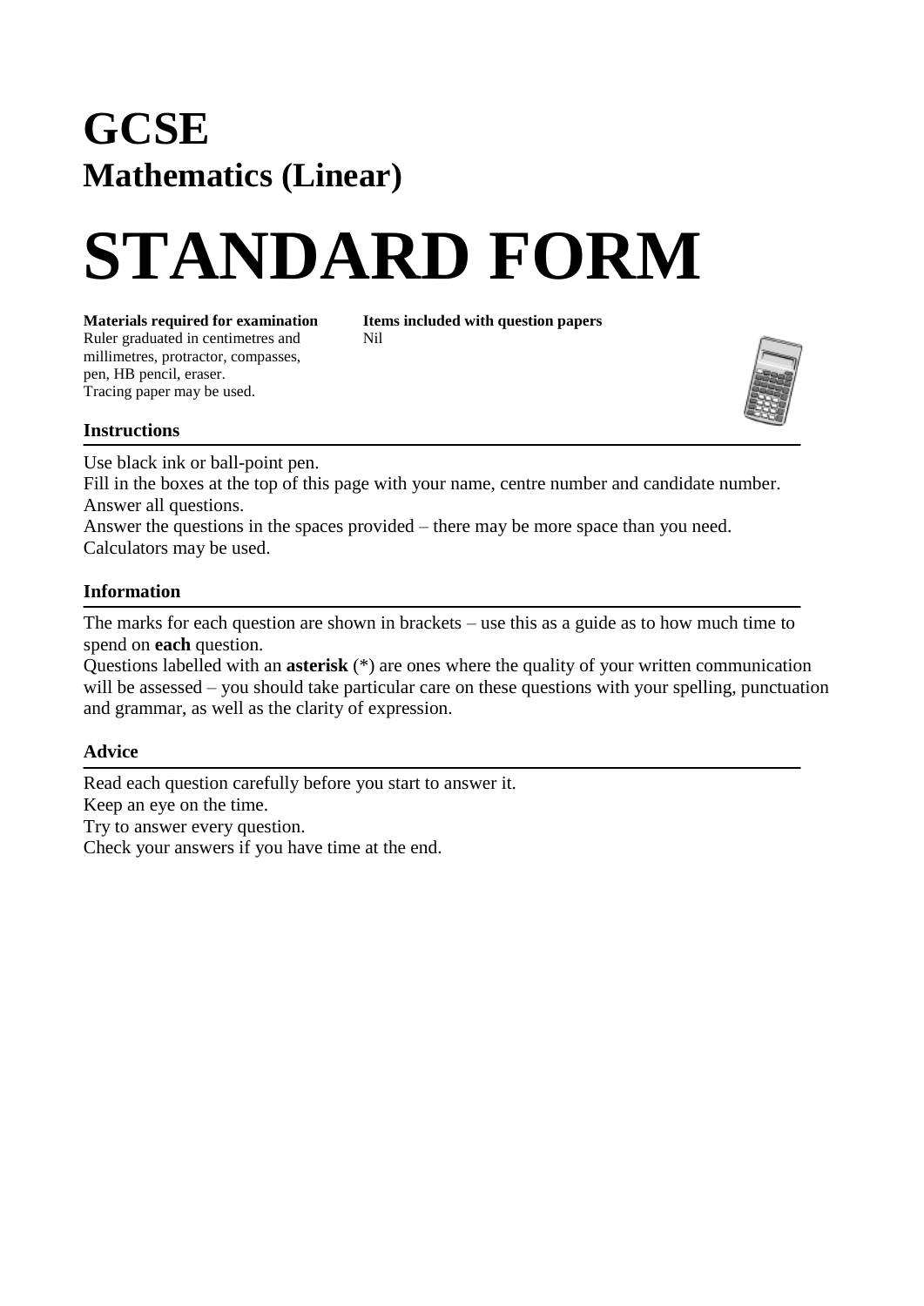# GCSE

## Mathematics (Linear)

# STANDARD FORM

**Materials required for examination**
Ruler graduated in centimetres and millimetres, protractor, compasses, pen, HB pencil, eraser.
Tracing paper may be used.

**Items included with question papers**
Nil

### Instructions

Use black ink or ball-point pen.
Fill in the boxes at the top of this page with your name, centre number and candidate number.
Answer all questions.
Answer the questions in the spaces provided – there may be more space than you need.
Calculators may be used.

### Information

The marks for each question are shown in brackets – use this as a guide as to how much time to spend on **each** question.
Questions labelled with an **asterisk** (*) are ones where the quality of your written communication will be assessed – you should take particular care on these questions with your spelling, punctuation and grammar, as well as the clarity of expression.

### Advice

Read each question carefully before you start to answer it.
Keep an eye on the time.
Try to answer every question.
Check your answers if you have time at the end.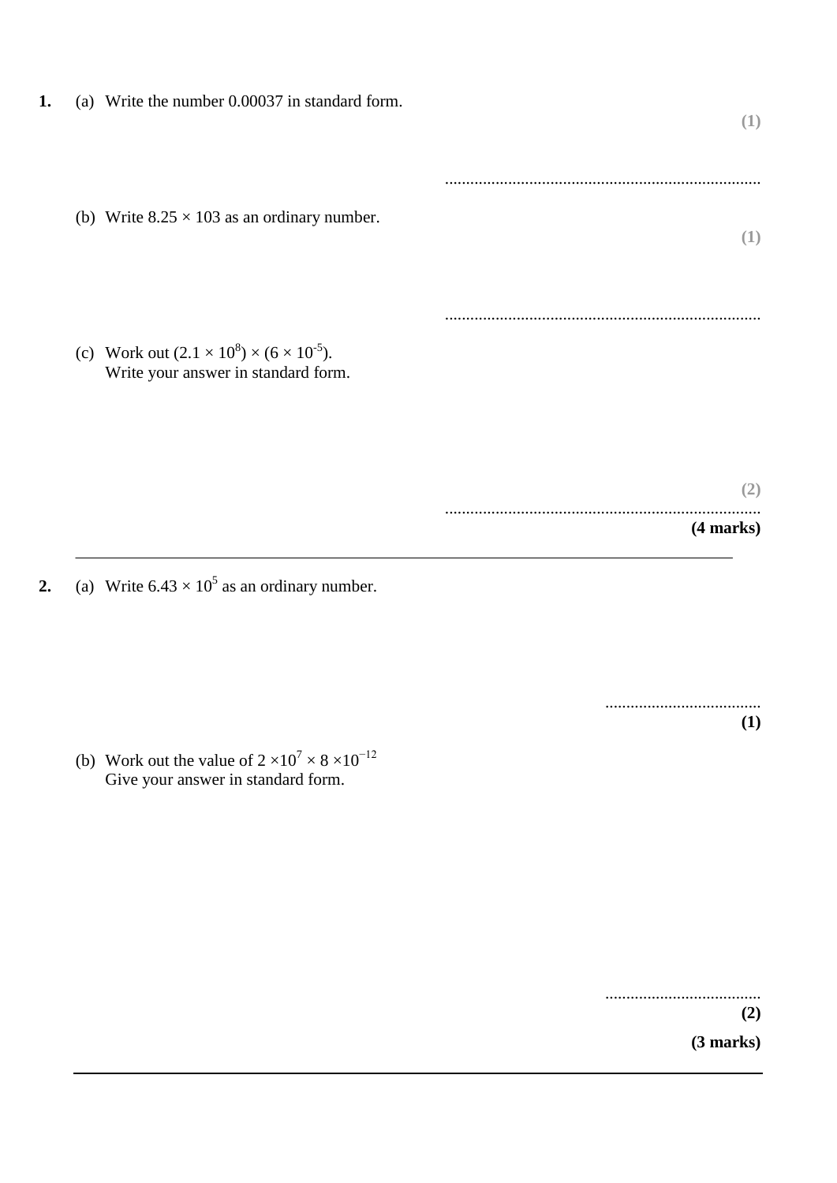**1.** (a) Write the number 0.00037 in standard form.

**(1)**

..........................................................................

(b) Write $8.25 \times 103$ as an ordinary number.

**(1)**

..........................................................................

(c) Work out $(2.1 \times 10^{8}) \times (6 \times 10^{-5})$.
Write your answer in standard form.

**(2)**

..........................................................................

**(4 marks)**

---

**2.** (a) Write $6.43 \times 10^{5}$ as an ordinary number.

....................................

**(1)**

(b) Work out the value of $2 \times 10^{7} \times 8 \times 10^{-12}$
Give your answer in standard form.

....................................

**(2)**

**(3 marks)**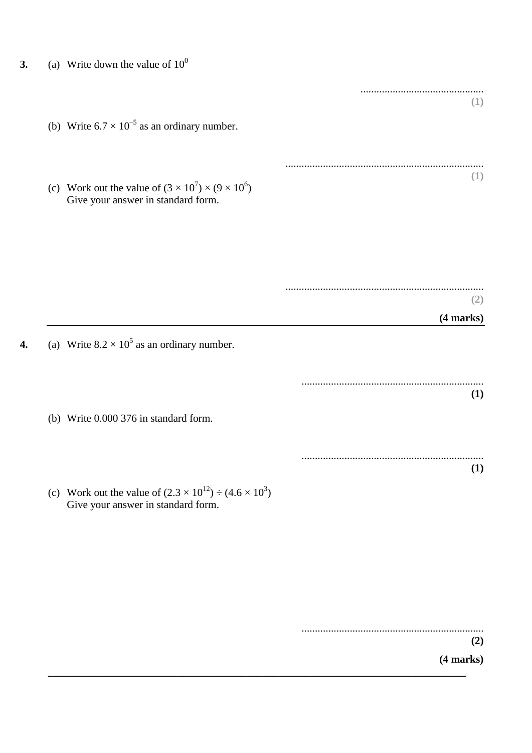**3.** (a) Write down the value of $10^0$

..............................................

**(1)**

(b) Write $6.7 \times 10^{-5}$ as an ordinary number.

..........................................................................

**(1)**

(c) Work out the value of $(3 \times 10^7) \times (9 \times 10^6)$
Give your answer in standard form.

..........................................................................

**(2)**

**(4 marks)**

---

**4.** (a) Write $8.2 \times 10^5$ as an ordinary number.

....................................................................

**(1)**

(b) Write 0.000 376 in standard form.

....................................................................

**(1)**

(c) Work out the value of $(2.3 \times 10^{12}) \div (4.6 \times 10^3)$
Give your answer in standard form.

....................................................................

**(2)**

**(4 marks)**

---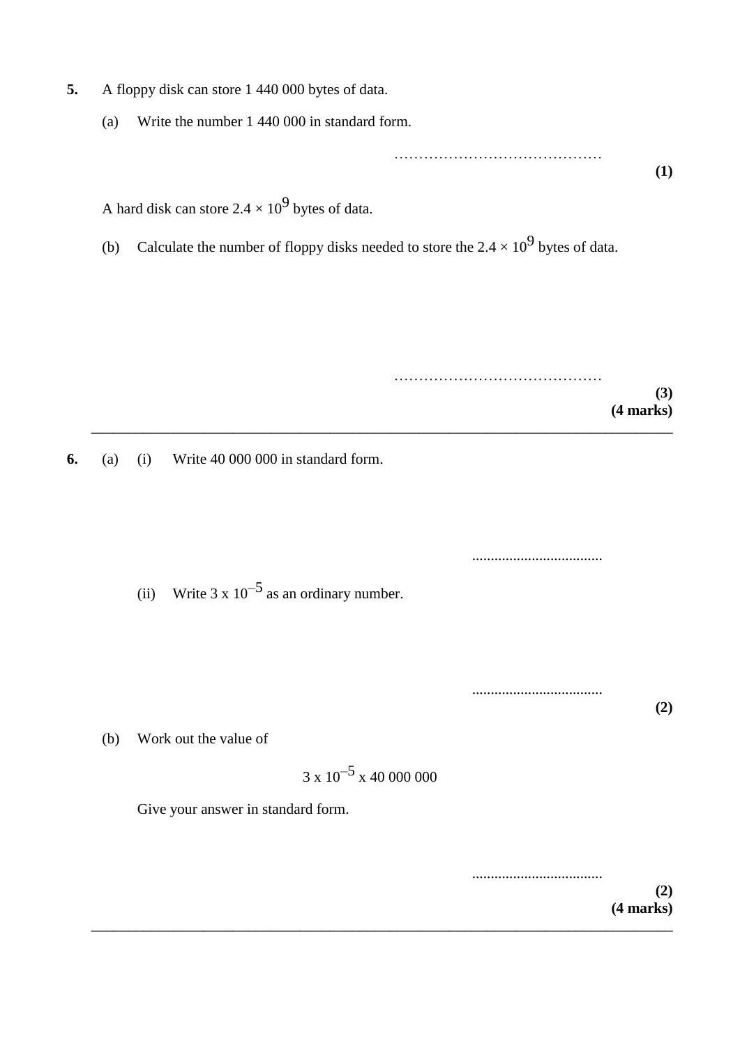**5.** A floppy disk can store 1 440 000 bytes of data.

(a) Write the number 1 440 000 in standard form.

……………………………………

**(1)**

A hard disk can store $2.4 \times 10^9$ bytes of data.

(b) Calculate the number of floppy disks needed to store the $2.4 \times 10^9$ bytes of data.

……………………………………

**(3)**

**(4 marks)**

---

**6.** (a) (i) Write 40 000 000 in standard form.

...................................

(ii) Write $3 \text{ x } 10^{-5}$ as an ordinary number.

...................................

**(2)**

(b) Work out the value of

$$3 \text{ x } 10^{-5} \text{ x } 40\,000\,000$$

Give your answer in standard form.

...................................

**(2)**

**(4 marks)**

---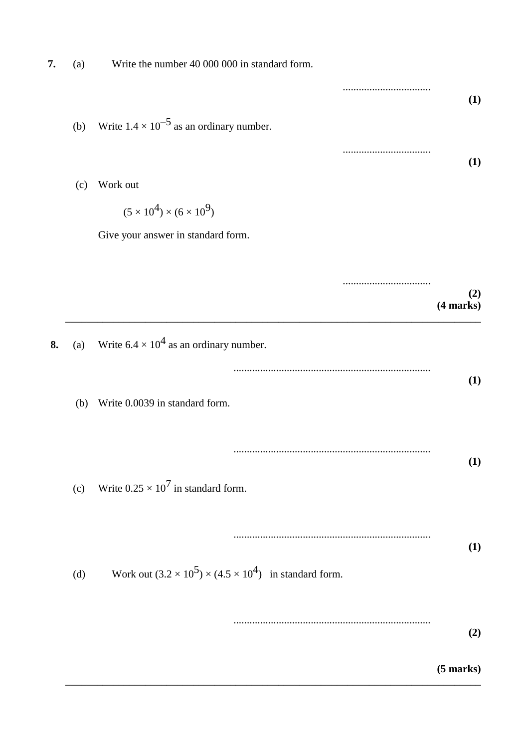**7.** (a) Write the number 40 000 000 in standard form.

..................................

**(1)**

(b) Write $1.4 \times 10^{-5}$ as an ordinary number.

..................................

**(1)**

(c) Work out

$$(5 \times 10^4) \times (6 \times 10^9)$$

Give your answer in standard form.

..................................

**(2)**

**(4 marks)**

---

**8.** (a) Write $6.4 \times 10^4$ as an ordinary number.

..........................................................................

**(1)**

(b) Write 0.0039 in standard form.

..........................................................................

**(1)**

(c) Write $0.25 \times 10^7$ in standard form.

..........................................................................

**(1)**

(d) Work out $(3.2 \times 10^5) \times (4.5 \times 10^4)$ in standard form.

..........................................................................

**(2)**

**(5 marks)**

---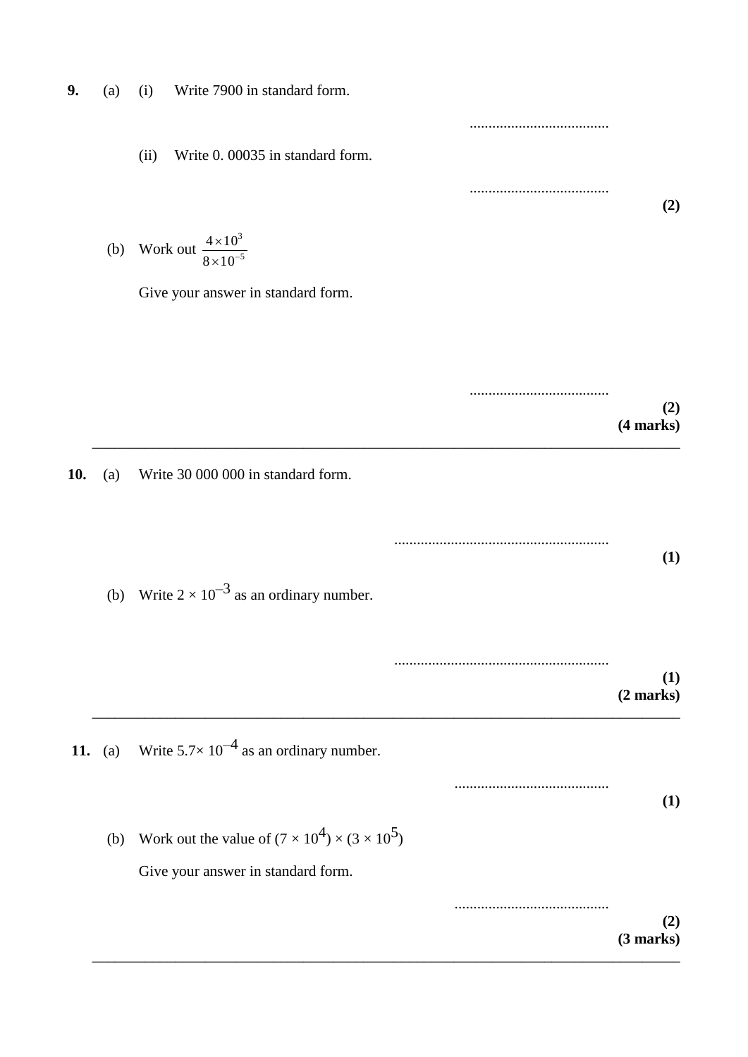**9.** (a) (i) Write 7900 in standard form.

......................................

(ii) Write 0. 00035 in standard form.

......................................

**(2)**

(b) Work out $\frac{4 \times 10^{3}}{8 \times 10^{-5}}$

Give your answer in standard form.

......................................

**(2)**
**(4 marks)**

---

**10.** (a) Write 30 000 000 in standard form.

..........................................................

**(1)**

(b) Write $2 \times 10^{-3}$ as an ordinary number.

..........................................................

**(1)**
**(2 marks)**

---

**11.** (a) Write $5.7 \times 10^{-4}$ as an ordinary number.

..........................................

**(1)**

(b) Work out the value of $(7 \times 10^{4}) \times (3 \times 10^{5})$

Give your answer in standard form.

..........................................

**(2)**
**(3 marks)**

---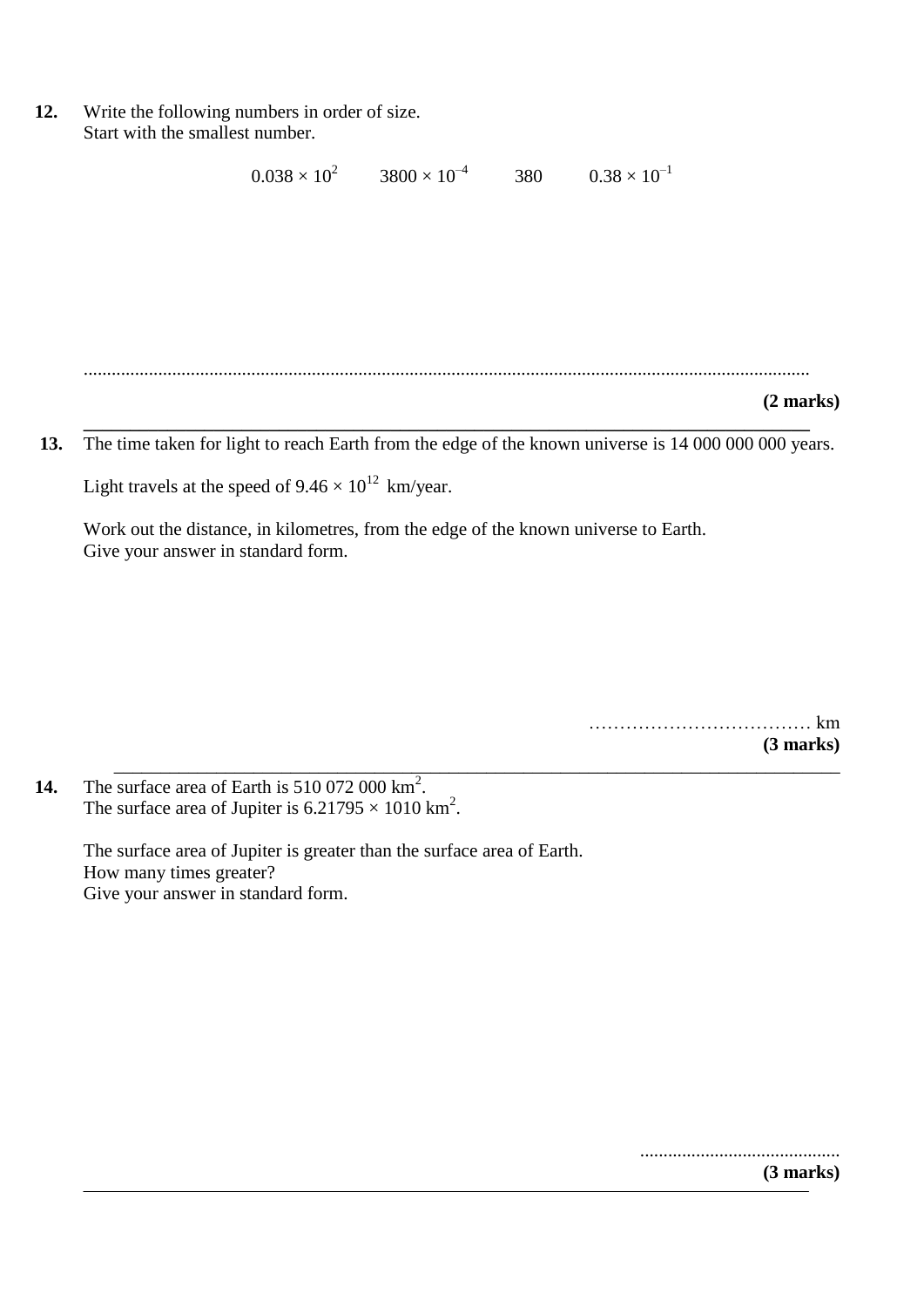**12.** Write the following numbers in order of size.
Start with the smallest number.

$$0.038 \times 10^2 \qquad 3800 \times 10^{-4} \qquad 380 \qquad 0.38 \times 10^{-1}$$

..........................................................................................................................................................

**(2 marks)**

---

**13.** The time taken for light to reach Earth from the edge of the known universe is 14 000 000 000 years.

Light travels at the speed of $9.46 \times 10^{12}$ km/year.

Work out the distance, in kilometres, from the edge of the known universe to Earth.
Give your answer in standard form.

……………………………… km
**(3 marks)**

---

**14.** The surface area of Earth is 510 072 000 km$^2$.
The surface area of Jupiter is $6.21795 \times 1010$ km$^2$.

The surface area of Jupiter is greater than the surface area of Earth.
How many times greater?
Give your answer in standard form.

..........................................
**(3 marks)**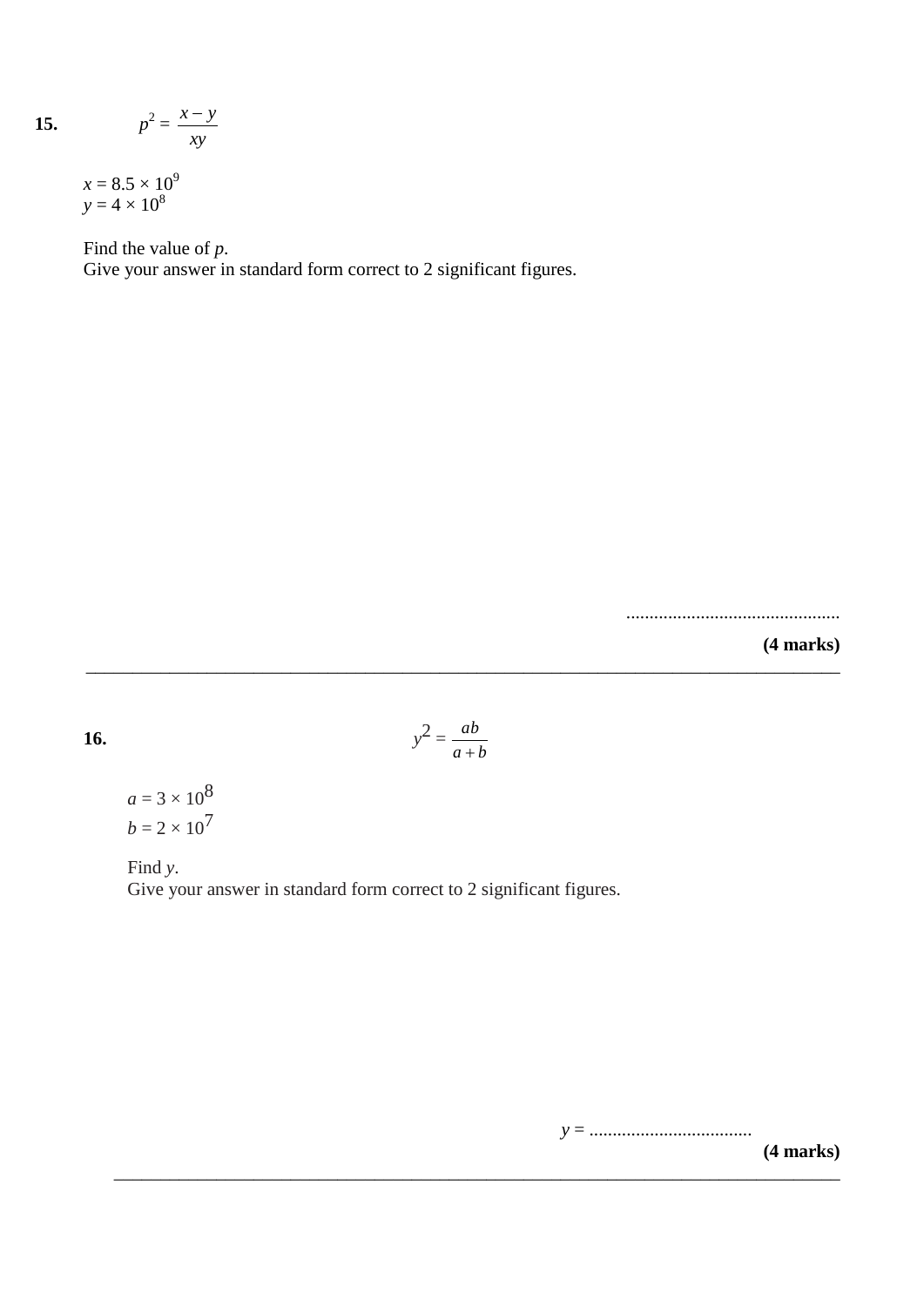**15.**

$$p^2 = \frac{x - y}{xy}$$

$x = 8.5 \times 10^9$
$y = 4 \times 10^8$

Find the value of $p$.
Give your answer in standard form correct to 2 significant figures.

..............................................

**(4 marks)**

---

**16.**

$$y^2 = \frac{ab}{a + b}$$

$a = 3 \times 10^8$
$b = 2 \times 10^7$

Find $y$.
Give your answer in standard form correct to 2 significant figures.

$y$ = ...................................

**(4 marks)**

---